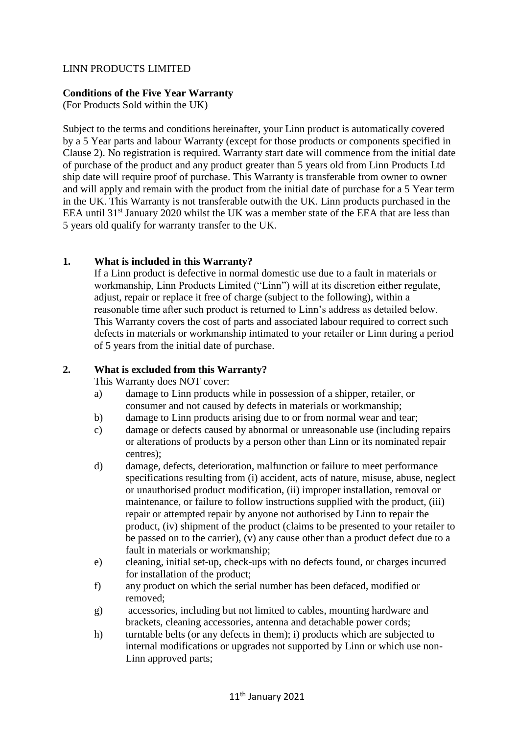LINN PRODUCTS LIMITED

**Conditions of the Five Year Warranty**
(For Products Sold within the UK)

Subject to the terms and conditions hereinafter, your Linn product is automatically covered by a 5 Year parts and labour Warranty (except for those products or components specified in Clause 2). No registration is required. Warranty start date will commence from the initial date of purchase of the product and any product greater than 5 years old from Linn Products Ltd ship date will require proof of purchase. This Warranty is transferable from owner to owner and will apply and remain with the product from the initial date of purchase for a 5 Year term in the UK. This Warranty is not transferable outwith the UK. Linn products purchased in the EEA until 31st January 2020 whilst the UK was a member state of the EEA that are less than 5 years old qualify for warranty transfer to the UK.

**1. What is included in this Warranty?**

If a Linn product is defective in normal domestic use due to a fault in materials or workmanship, Linn Products Limited ("Linn") will at its discretion either regulate, adjust, repair or replace it free of charge (subject to the following), within a reasonable time after such product is returned to Linn's address as detailed below. This Warranty covers the cost of parts and associated labour required to correct such defects in materials or workmanship intimated to your retailer or Linn during a period of 5 years from the initial date of purchase.

**2. What is excluded from this Warranty?**

This Warranty does NOT cover:

a) damage to Linn products while in possession of a shipper, retailer, or consumer and not caused by defects in materials or workmanship;

b) damage to Linn products arising due to or from normal wear and tear;

c) damage or defects caused by abnormal or unreasonable use (including repairs or alterations of products by a person other than Linn or its nominated repair centres);

d) damage, defects, deterioration, malfunction or failure to meet performance specifications resulting from (i) accident, acts of nature, misuse, abuse, neglect or unauthorised product modification, (ii) improper installation, removal or maintenance, or failure to follow instructions supplied with the product, (iii) repair or attempted repair by anyone not authorised by Linn to repair the product, (iv) shipment of the product (claims to be presented to your retailer to be passed on to the carrier), (v) any cause other than a product defect due to a fault in materials or workmanship;

e) cleaning, initial set-up, check-ups with no defects found, or charges incurred for installation of the product;

f) any product on which the serial number has been defaced, modified or removed;

g) accessories, including but not limited to cables, mounting hardware and brackets, cleaning accessories, antenna and detachable power cords;

h) turntable belts (or any defects in them); i) products which are subjected to internal modifications or upgrades not supported by Linn or which use non-Linn approved parts;

11th January 2021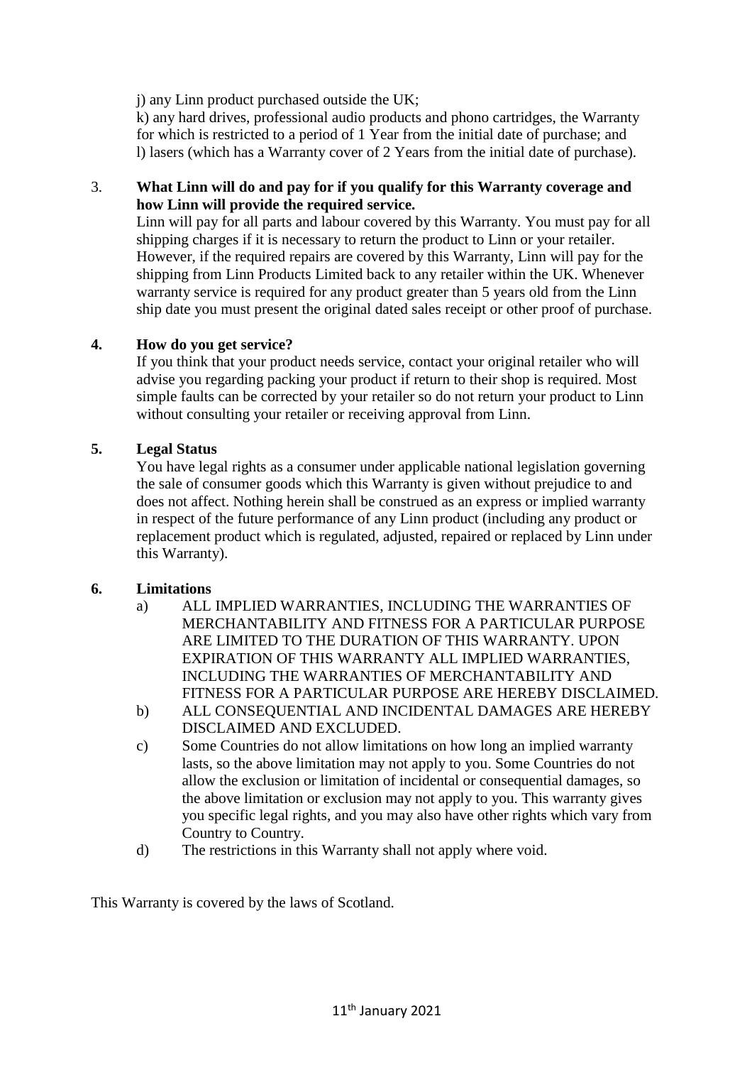j) any Linn product purchased outside the UK;
k) any hard drives, professional audio products and phono cartridges, the Warranty for which is restricted to a period of 1 Year from the initial date of purchase; and
l) lasers (which has a Warranty cover of 2 Years from the initial date of purchase).

3. **What Linn will do and pay for if you qualify for this Warranty coverage and how Linn will provide the required service.**

   Linn will pay for all parts and labour covered by this Warranty. You must pay for all shipping charges if it is necessary to return the product to Linn or your retailer. However, if the required repairs are covered by this Warranty, Linn will pay for the shipping from Linn Products Limited back to any retailer within the UK. Whenever warranty service is required for any product greater than 5 years old from the Linn ship date you must present the original dated sales receipt or other proof of purchase.

4. **How do you get service?**

   If you think that your product needs service, contact your original retailer who will advise you regarding packing your product if return to their shop is required. Most simple faults can be corrected by your retailer so do not return your product to Linn without consulting your retailer or receiving approval from Linn.

5. **Legal Status**

   You have legal rights as a consumer under applicable national legislation governing the sale of consumer goods which this Warranty is given without prejudice to and does not affect. Nothing herein shall be construed as an express or implied warranty in respect of the future performance of any Linn product (including any product or replacement product which is regulated, adjusted, repaired or replaced by Linn under this Warranty).

6. **Limitations**

   a) ALL IMPLIED WARRANTIES, INCLUDING THE WARRANTIES OF MERCHANTABILITY AND FITNESS FOR A PARTICULAR PURPOSE ARE LIMITED TO THE DURATION OF THIS WARRANTY. UPON EXPIRATION OF THIS WARRANTY ALL IMPLIED WARRANTIES, INCLUDING THE WARRANTIES OF MERCHANTABILITY AND FITNESS FOR A PARTICULAR PURPOSE ARE HEREBY DISCLAIMED.
   b) ALL CONSEQUENTIAL AND INCIDENTAL DAMAGES ARE HEREBY DISCLAIMED AND EXCLUDED.
   c) Some Countries do not allow limitations on how long an implied warranty lasts, so the above limitation may not apply to you. Some Countries do not allow the exclusion or limitation of incidental or consequential damages, so the above limitation or exclusion may not apply to you. This warranty gives you specific legal rights, and you may also have other rights which vary from Country to Country.
   d) The restrictions in this Warranty shall not apply where void.

This Warranty is covered by the laws of Scotland.

11th January 2021